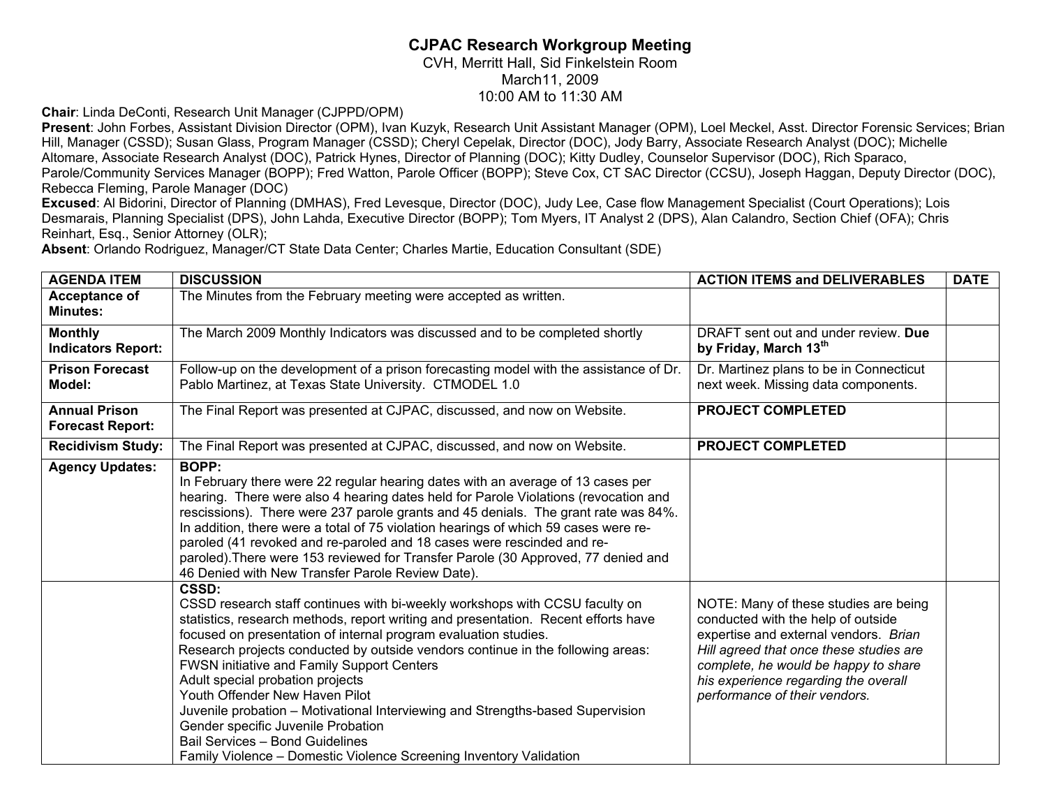# CJPAC Research Workgroup Meeting

CVH, Merritt Hall, Sid Finkelstein Room
March11, 2009
10:00 AM to 11:30 AM

**Chair**: Linda DeConti, Research Unit Manager (CJPPD/OPM)

**Present**: John Forbes, Assistant Division Director (OPM), Ivan Kuzyk, Research Unit Assistant Manager (OPM), Loel Meckel, Asst. Director Forensic Services; Brian Hill, Manager (CSSD); Susan Glass, Program Manager (CSSD); Cheryl Cepelak, Director (DOC), Jody Barry, Associate Research Analyst (DOC); Michelle Altomare, Associate Research Analyst (DOC), Patrick Hynes, Director of Planning (DOC); Kitty Dudley, Counselor Supervisor (DOC), Rich Sparaco, Parole/Community Services Manager (BOPP); Fred Watton, Parole Officer (BOPP); Steve Cox, CT SAC Director (CCSU), Joseph Haggan, Deputy Director (DOC), Rebecca Fleming, Parole Manager (DOC)

**Excused**: Al Bidorini, Director of Planning (DMHAS), Fred Levesque, Director (DOC), Judy Lee, Case flow Management Specialist (Court Operations); Lois Desmarais, Planning Specialist (DPS), John Lahda, Executive Director (BOPP); Tom Myers, IT Analyst 2 (DPS), Alan Calandro, Section Chief (OFA); Chris Reinhart, Esq., Senior Attorney (OLR);

**Absent**: Orlando Rodriguez, Manager/CT State Data Center; Charles Martie, Education Consultant (SDE)

| AGENDA ITEM | DISCUSSION | ACTION ITEMS and DELIVERABLES | DATE |
|---|---|---|---|
| **Acceptance of Minutes:** | The Minutes from the February meeting were accepted as written. | | |
| **Monthly Indicators Report:** | The March 2009 Monthly Indicators was discussed and to be completed shortly | DRAFT sent out and under review. **Due by Friday, March 13th** | |
| **Prison Forecast Model:** | Follow-up on the development of a prison forecasting model with the assistance of Dr. Pablo Martinez, at Texas State University. CTMODEL 1.0 | Dr. Martinez plans to be in Connecticut next week. Missing data components. | |
| **Annual Prison Forecast Report:** | The Final Report was presented at CJPAC, discussed, and now on Website. | **PROJECT COMPLETED** | |
| **Recidivism Study:** | The Final Report was presented at CJPAC, discussed, and now on Website. | **PROJECT COMPLETED** | |
| **Agency Updates:** | **BOPP:**<br>In February there were 22 regular hearing dates with an average of 13 cases per hearing. There were also 4 hearing dates held for Parole Violations (revocation and rescissions). There were 237 parole grants and 45 denials. The grant rate was 84%. In addition, there were a total of 75 violation hearings of which 59 cases were re-paroled (41 revoked and re-paroled and 18 cases were rescinded and re-paroled).There were 153 reviewed for Transfer Parole (30 Approved, 77 denied and 46 Denied with New Transfer Parole Review Date). | | |
| | **CSSD:**<br>CSSD research staff continues with bi-weekly workshops with CCSU faculty on statistics, research methods, report writing and presentation. Recent efforts have focused on presentation of internal program evaluation studies.<br>Research projects conducted by outside vendors continue in the following areas:<br>FWSN initiative and Family Support Centers<br>Adult special probation projects<br>Youth Offender New Haven Pilot<br>Juvenile probation – Motivational Interviewing and Strengths-based Supervision<br>Gender specific Juvenile Probation<br>Bail Services – Bond Guidelines<br>Family Violence – Domestic Violence Screening Inventory Validation | NOTE: Many of these studies are being conducted with the help of outside expertise and external vendors. *Brian Hill agreed that once these studies are complete, he would be happy to share his experience regarding the overall performance of their vendors.* | |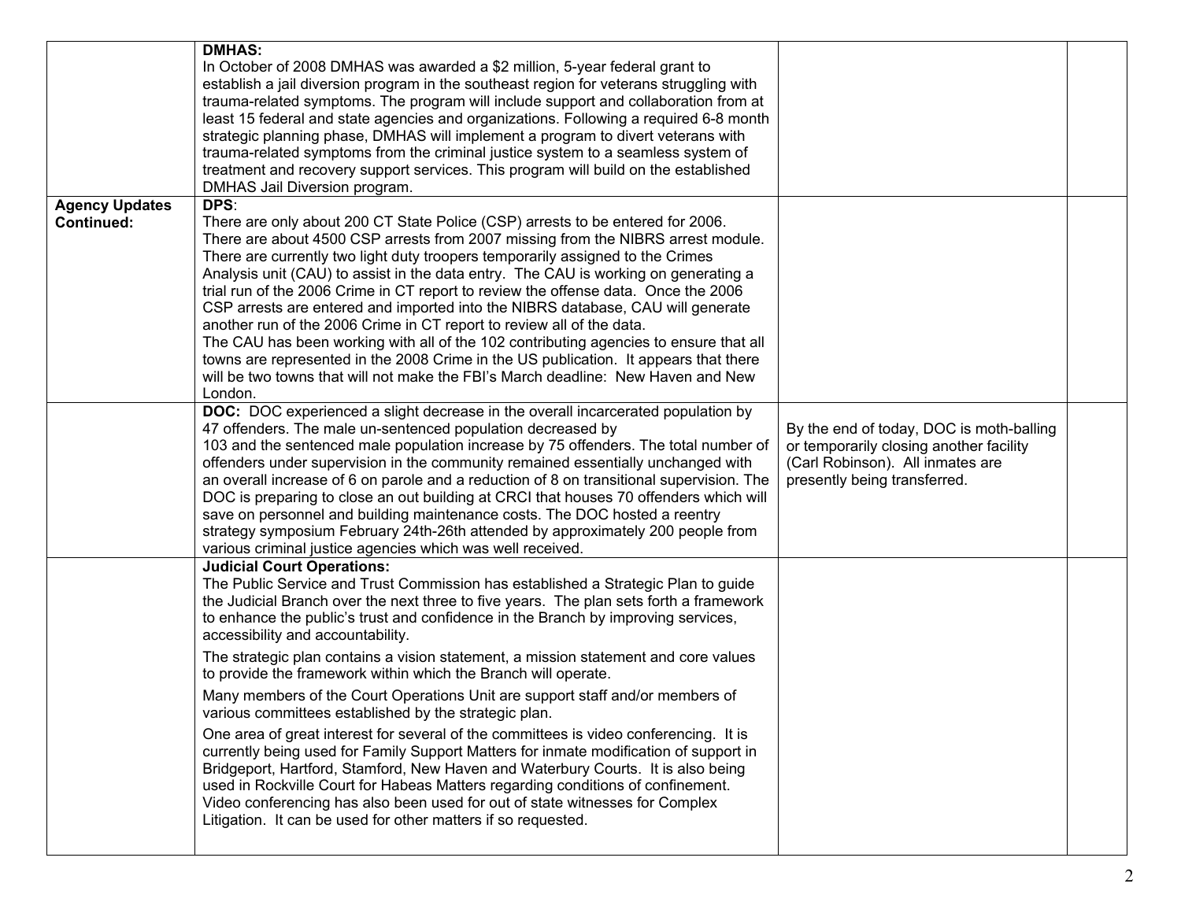| | | | |
|---|---|---|---|
| | **DMHAS:**<br>In October of 2008 DMHAS was awarded a $2 million, 5-year federal grant to establish a jail diversion program in the southeast region for veterans struggling with trauma-related symptoms. The program will include support and collaboration from at least 15 federal and state agencies and organizations. Following a required 6-8 month strategic planning phase, DMHAS will implement a program to divert veterans with trauma-related symptoms from the criminal justice system to a seamless system of treatment and recovery support services. This program will build on the established DMHAS Jail Diversion program. | | |
| **Agency Updates Continued:** | **DPS**:<br>There are only about 200 CT State Police (CSP) arrests to be entered for 2006. There are about 4500 CSP arrests from 2007 missing from the NIBRS arrest module. There are currently two light duty troopers temporarily assigned to the Crimes Analysis unit (CAU) to assist in the data entry. The CAU is working on generating a trial run of the 2006 Crime in CT report to review the offense data. Once the 2006 CSP arrests are entered and imported into the NIBRS database, CAU will generate another run of the 2006 Crime in CT report to review all of the data.<br>The CAU has been working with all of the 102 contributing agencies to ensure that all towns are represented in the 2008 Crime in the US publication. It appears that there will be two towns that will not make the FBI's March deadline: New Haven and New London. | | |
| | **DOC:** DOC experienced a slight decrease in the overall incarcerated population by 47 offenders. The male un-sentenced population decreased by 103 and the sentenced male population increase by 75 offenders. The total number of offenders under supervision in the community remained essentially unchanged with an overall increase of 6 on parole and a reduction of 8 on transitional supervision. The DOC is preparing to close an out building at CRCI that houses 70 offenders which will save on personnel and building maintenance costs. The DOC hosted a reentry strategy symposium February 24th-26th attended by approximately 200 people from various criminal justice agencies which was well received. | By the end of today, DOC is moth-balling or temporarily closing another facility (Carl Robinson). All inmates are presently being transferred. | |
| | **Judicial Court Operations:**<br>The Public Service and Trust Commission has established a Strategic Plan to guide the Judicial Branch over the next three to five years. The plan sets forth a framework to enhance the public's trust and confidence in the Branch by improving services, accessibility and accountability.<br><br>The strategic plan contains a vision statement, a mission statement and core values to provide the framework within which the Branch will operate.<br><br>Many members of the Court Operations Unit are support staff and/or members of various committees established by the strategic plan.<br><br>One area of great interest for several of the committees is video conferencing. It is currently being used for Family Support Matters for inmate modification of support in Bridgeport, Hartford, Stamford, New Haven and Waterbury Courts. It is also being used in Rockville Court for Habeas Matters regarding conditions of confinement. Video conferencing has also been used for out of state witnesses for Complex Litigation. It can be used for other matters if so requested. | | |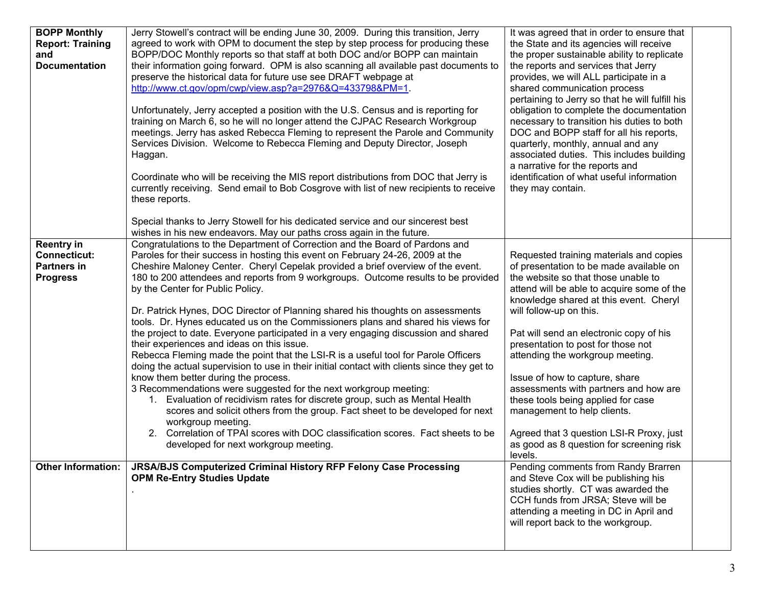| | | | |
|---|---|---|---|
| **BOPP Monthly Report: Training and Documentation** | Jerry Stowell's contract will be ending June 30, 2009. During this transition, Jerry agreed to work with OPM to document the step by step process for producing these BOPP/DOC Monthly reports so that staff at both DOC and/or BOPP can maintain their information going forward. OPM is also scanning all available past documents to preserve the historical data for future use see DRAFT webpage at http://www.ct.gov/opm/cwp/view.asp?a=2976&Q=433798&PM=1.<br><br>Unfortunately, Jerry accepted a position with the U.S. Census and is reporting for training on March 6, so he will no longer attend the CJPAC Research Workgroup meetings. Jerry has asked Rebecca Fleming to represent the Parole and Community Services Division. Welcome to Rebecca Fleming and Deputy Director, Joseph Haggan.<br><br>Coordinate who will be receiving the MIS report distributions from DOC that Jerry is currently receiving. Send email to Bob Cosgrove with list of new recipients to receive these reports.<br><br>Special thanks to Jerry Stowell for his dedicated service and our sincerest best wishes in his new endeavors. May our paths cross again in the future. | It was agreed that in order to ensure that the State and its agencies will receive the proper sustainable ability to replicate the reports and services that Jerry provides, we will ALL participate in a shared communication process pertaining to Jerry so that he will fulfill his obligation to complete the documentation necessary to transition his duties to both DOC and BOPP staff for all his reports, quarterly, monthly, annual and any associated duties. This includes building a narrative for the reports and identification of what useful information they may contain. | |
| **Reentry in Connecticut: Partners in Progress** | Congratulations to the Department of Correction and the Board of Pardons and Paroles for their success in hosting this event on February 24-26, 2009 at the Cheshire Maloney Center. Cheryl Cepelak provided a brief overview of the event. 180 to 200 attendees and reports from 9 workgroups. Outcome results to be provided by the Center for Public Policy.<br><br>Dr. Patrick Hynes, DOC Director of Planning shared his thoughts on assessments tools. Dr. Hynes educated us on the Commissioners plans and shared his views for the project to date. Everyone participated in a very engaging discussion and shared their experiences and ideas on this issue.<br>Rebecca Fleming made the point that the LSI-R is a useful tool for Parole Officers doing the actual supervision to use in their initial contact with clients since they get to know them better during the process.<br>3 Recommendations were suggested for the next workgroup meeting:<br>1. Evaluation of recidivism rates for discrete group, such as Mental Health scores and solicit others from the group. Fact sheet to be developed for next workgroup meeting.<br>2. Correlation of TPAI scores with DOC classification scores. Fact sheets to be developed for next workgroup meeting. | Requested training materials and copies of presentation to be made available on the website so that those unable to attend will be able to acquire some of the knowledge shared at this event. Cheryl will follow-up on this.<br><br>Pat will send an electronic copy of his presentation to post for those not attending the workgroup meeting.<br><br>Issue of how to capture, share assessments with partners and how are these tools being applied for case management to help clients.<br><br>Agreed that 3 question LSI-R Proxy, just as good as 8 question for screening risk levels. | |
| **Other Information:** | **JRSA/BJS Computerized Criminal History RFP Felony Case Processing**<br>**OPM Re-Entry Studies Update**<br>. | Pending comments from Randy Brarren and Steve Cox will be publishing his studies shortly. CT was awarded the CCH funds from JRSA; Steve will be attending a meeting in DC in April and will report back to the workgroup. | |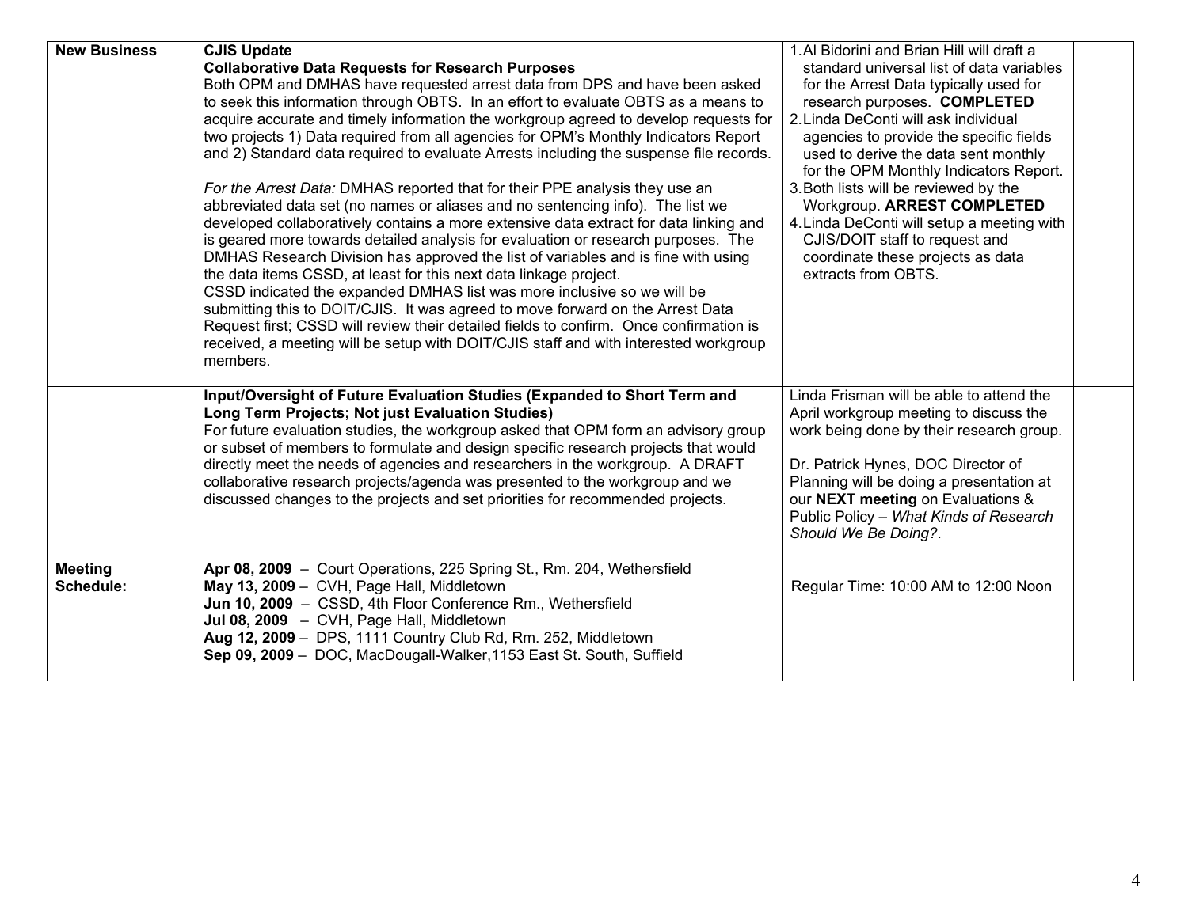| | | | |
|---|---|---|---|
| **New Business** | **CJIS Update**<br>**Collaborative Data Requests for Research Purposes**<br>Both OPM and DMHAS have requested arrest data from DPS and have been asked to seek this information through OBTS. In an effort to evaluate OBTS as a means to acquire accurate and timely information the workgroup agreed to develop requests for two projects 1) Data required from all agencies for OPM's Monthly Indicators Report and 2) Standard data required to evaluate Arrests including the suspense file records.<br><br>*For the Arrest Data:* DMHAS reported that for their PPE analysis they use an abbreviated data set (no names or aliases and no sentencing info). The list we developed collaboratively contains a more extensive data extract for data linking and is geared more towards detailed analysis for evaluation or research purposes. The DMHAS Research Division has approved the list of variables and is fine with using the data items CSSD, at least for this next data linkage project.<br>CSSD indicated the expanded DMHAS list was more inclusive so we will be submitting this to DOIT/CJIS. It was agreed to move forward on the Arrest Data Request first; CSSD will review their detailed fields to confirm. Once confirmation is received, a meeting will be setup with DOIT/CJIS staff and with interested workgroup members. | 1. Al Bidorini and Brian Hill will draft a standard universal list of data variables for the Arrest Data typically used for research purposes. **COMPLETED**<br>2. Linda DeConti will ask individual agencies to provide the specific fields used to derive the data sent monthly for the OPM Monthly Indicators Report.<br>3. Both lists will be reviewed by the Workgroup. **ARREST COMPLETED**<br>4. Linda DeConti will setup a meeting with CJIS/DOIT staff to request and coordinate these projects as data extracts from OBTS. | |
| | **Input/Oversight of Future Evaluation Studies (Expanded to Short Term and Long Term Projects; Not just Evaluation Studies)**<br>For future evaluation studies, the workgroup asked that OPM form an advisory group or subset of members to formulate and design specific research projects that would directly meet the needs of agencies and researchers in the workgroup. A DRAFT collaborative research projects/agenda was presented to the workgroup and we discussed changes to the projects and set priorities for recommended projects. | Linda Frisman will be able to attend the April workgroup meeting to discuss the work being done by their research group.<br><br>Dr. Patrick Hynes, DOC Director of Planning will be doing a presentation at our **NEXT meeting** on Evaluations & Public Policy – *What Kinds of Research Should We Be Doing?*. | |
| **Meeting Schedule:** | **Apr 08, 2009** – Court Operations, 225 Spring St., Rm. 204, Wethersfield<br>**May 13, 2009** – CVH, Page Hall, Middletown<br>**Jun 10, 2009** – CSSD, 4th Floor Conference Rm., Wethersfield<br>**Jul 08, 2009** – CVH, Page Hall, Middletown<br>**Aug 12, 2009** – DPS, 1111 Country Club Rd, Rm. 252, Middletown<br>**Sep 09, 2009** – DOC, MacDougall-Walker, 1153 East St. South, Suffield | Regular Time: 10:00 AM to 12:00 Noon | |